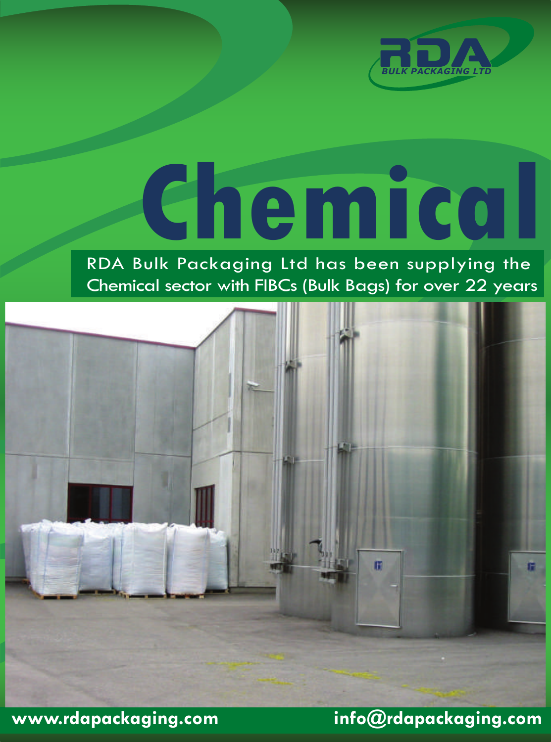RDA
BULK PACKAGING LTD

# Chemical

RDA Bulk Packaging Ltd has been supplying the Chemical sector with FIBCs (Bulk Bags) for over 22 years

www.rdapackaging.com info@rdapackaging.com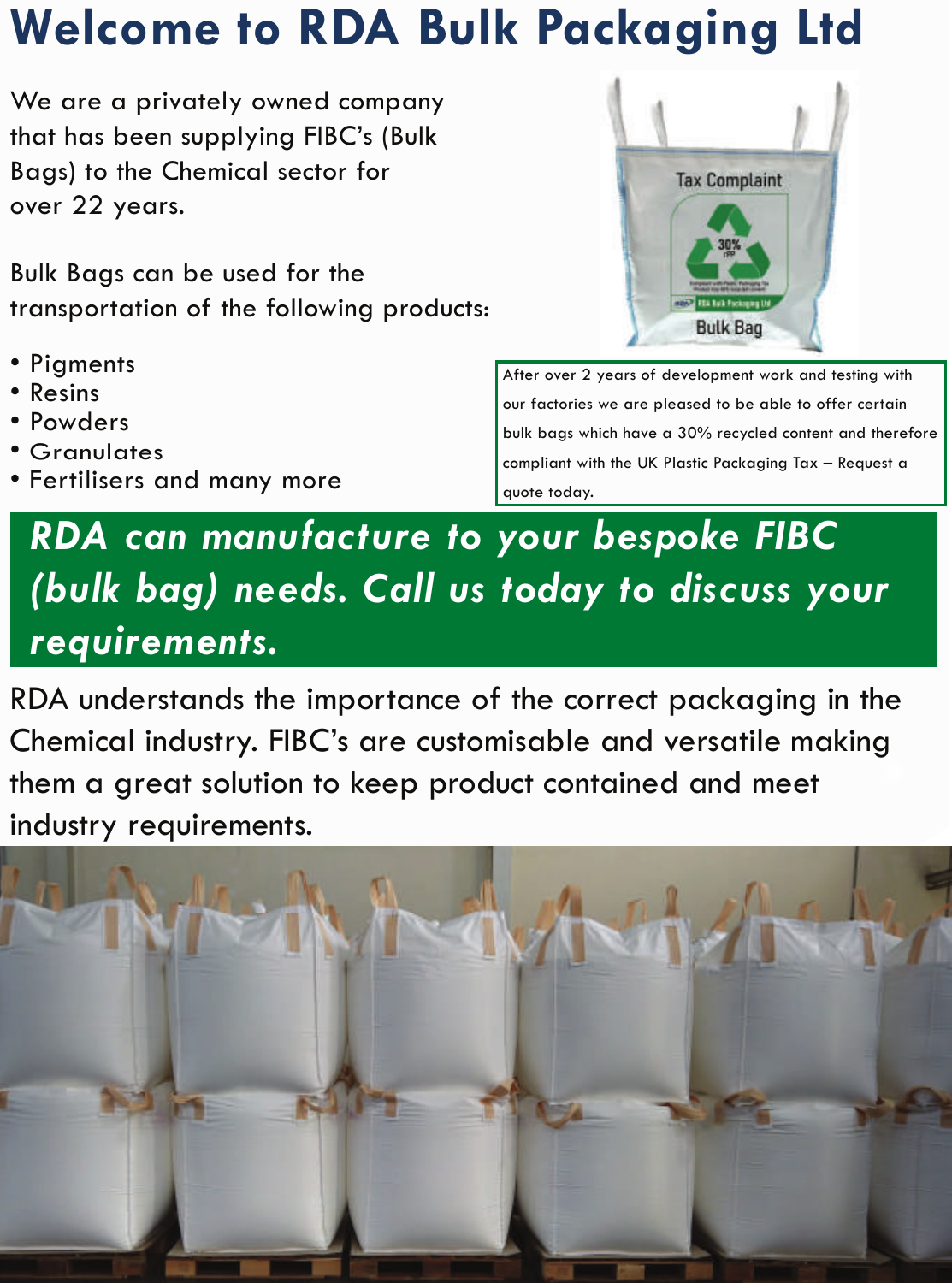# Welcome to RDA Bulk Packaging Ltd

We are a privately owned company that has been supplying FIBC's (Bulk Bags) to the Chemical sector for over 22 years.

Bulk Bags can be used for the transportation of the following products:

- Pigments
- Resins
- Powders
- Granulates
- Fertilisers and many more

After over 2 years of development work and testing with our factories we are pleased to be able to offer certain bulk bags which have a 30% recycled content and therefore compliant with the UK Plastic Packaging Tax – Request a quote today.

***RDA can manufacture to your bespoke FIBC (bulk bag) needs. Call us today to discuss your requirements.***

RDA understands the importance of the correct packaging in the Chemical industry. FIBC's are customisable and versatile making them a great solution to keep product contained and meet industry requirements.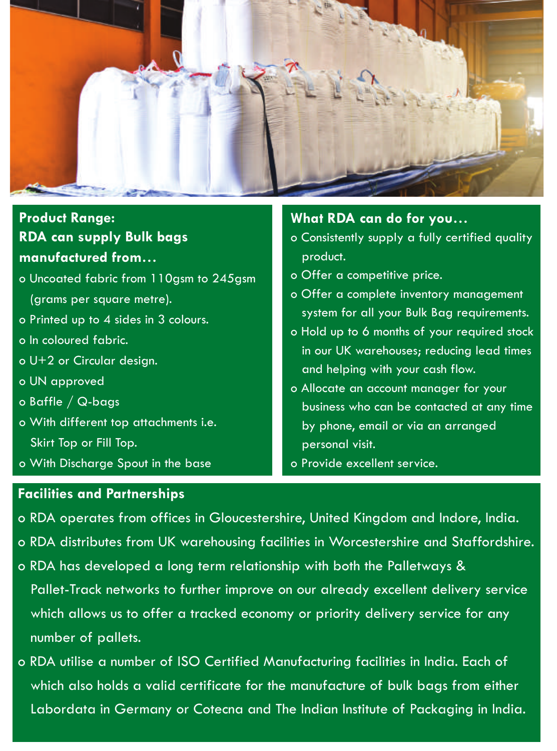## Product Range:

### RDA can supply Bulk bags manufactured from…

- Uncoated fabric from 110gsm to 245gsm (grams per square metre).
- Printed up to 4 sides in 3 colours.
- In coloured fabric.
- U+2 or Circular design.
- UN approved
- Baffle / Q-bags
- With different top attachments i.e. Skirt Top or Fill Top.
- With Discharge Spout in the base

## What RDA can do for you…

- Consistently supply a fully certified quality product.
- Offer a competitive price.
- Offer a complete inventory management system for all your Bulk Bag requirements.
- Hold up to 6 months of your required stock in our UK warehouses; reducing lead times and helping with your cash flow.
- Allocate an account manager for your business who can be contacted at any time by phone, email or via an arranged personal visit.
- Provide excellent service.

## Facilities and Partnerships

- RDA operates from offices in Gloucestershire, United Kingdom and Indore, India.
- RDA distributes from UK warehousing facilities in Worcestershire and Staffordshire.
- RDA has developed a long term relationship with both the Palletways & Pallet-Track networks to further improve on our already excellent delivery service which allows us to offer a tracked economy or priority delivery service for any number of pallets.
- RDA utilise a number of ISO Certified Manufacturing facilities in India. Each of which also holds a valid certificate for the manufacture of bulk bags from either Labordata in Germany or Cotecna and The Indian Institute of Packaging in India.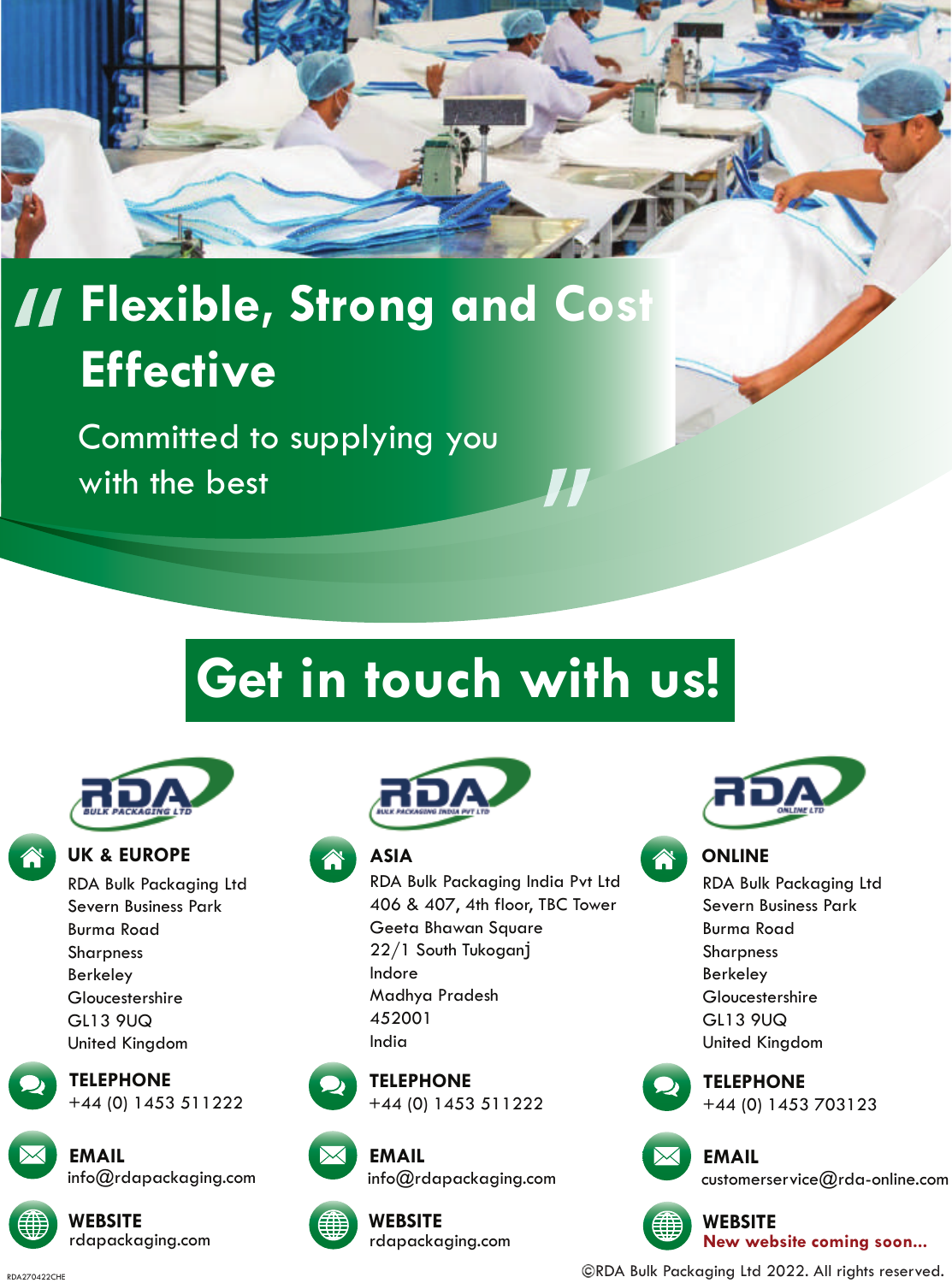# Flexible, Strong and Cost Effective

Committed to supplying you with the best

## Get in touch with us!

### UK & EUROPE

RDA Bulk Packaging Ltd
Severn Business Park
Burma Road
Sharpness
Berkeley
Gloucestershire
GL13 9UQ
United Kingdom

**TELEPHONE**
+44 (0) 1453 511222

**EMAIL**
info@rdapackaging.com

**WEBSITE**
rdapackaging.com

### ASIA

RDA Bulk Packaging India Pvt Ltd
406 & 407, 4th floor, TBC Tower
Geeta Bhawan Square
22/1 South Tukoganj
Indore
Madhya Pradesh
452001
India

**TELEPHONE**
+44 (0) 1453 511222

**EMAIL**
info@rdapackaging.com

**WEBSITE**
rdapackaging.com

### ONLINE

RDA Bulk Packaging Ltd
Severn Business Park
Burma Road
Sharpness
Berkeley
Gloucestershire
GL13 9UQ
United Kingdom

**TELEPHONE**
+44 (0) 1453 703123

**EMAIL**
customerservice@rda-online.com

**WEBSITE**
**New website coming soon...**

RDA270422CHE

©RDA Bulk Packaging Ltd 2022. All rights reserved.